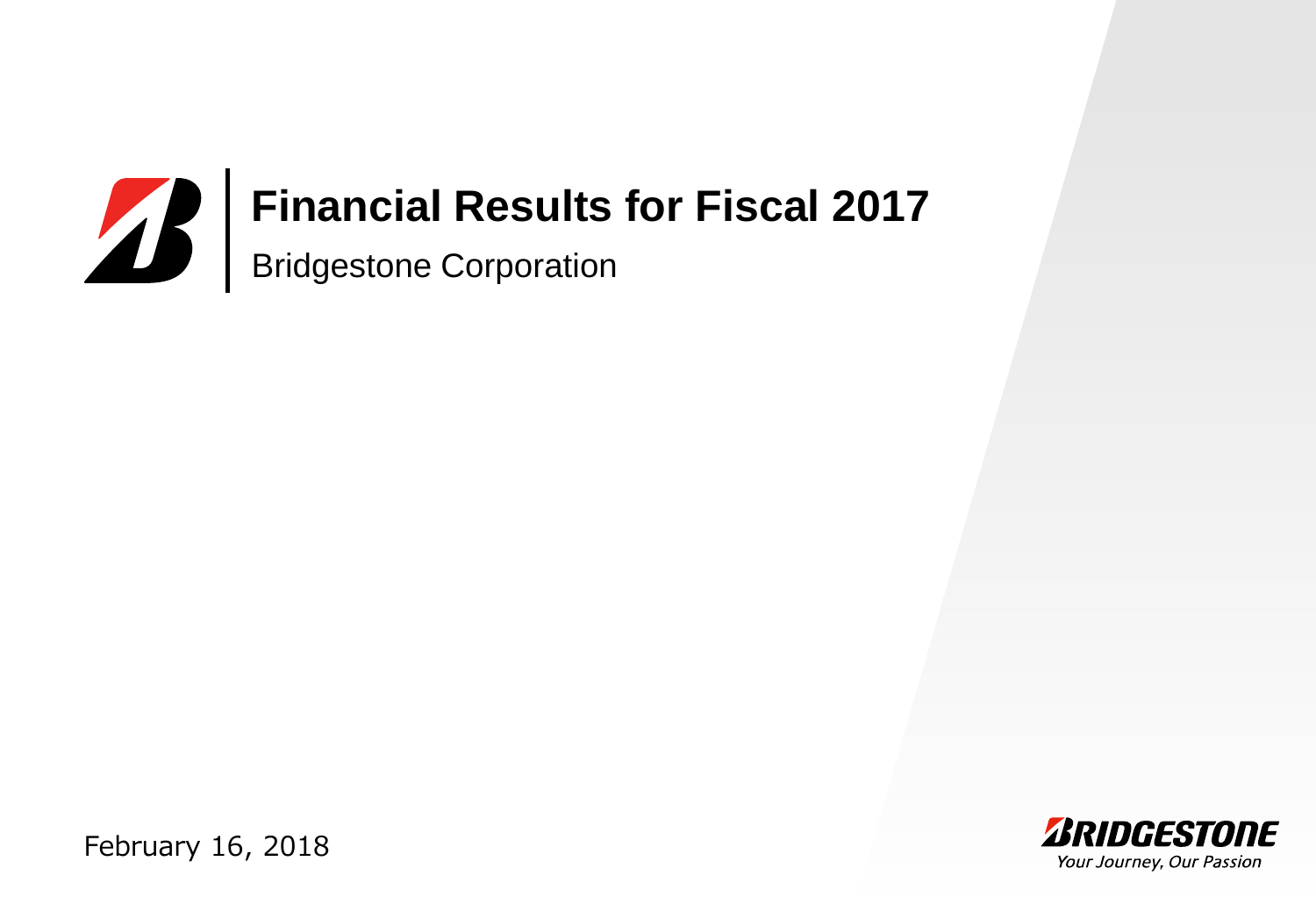# Financial Results for Fiscal 2017

Bridgestone Corporation

February 16, 2018

BRIDGESTONE

*Your Journey, Our Passion*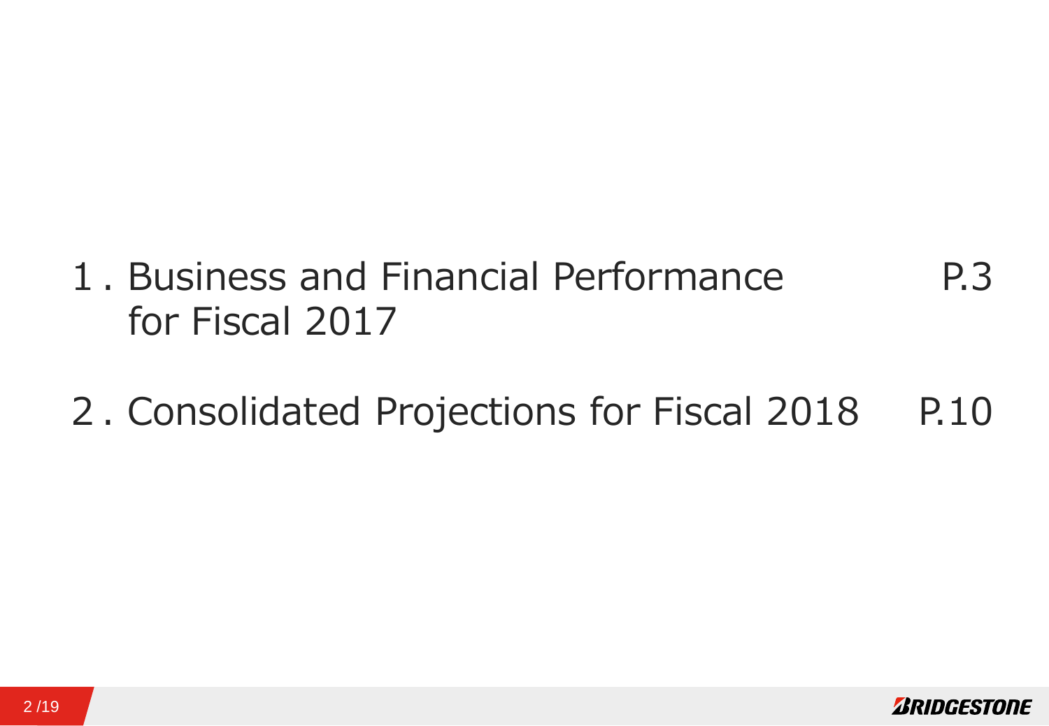1. Business and Financial Performance for Fiscal 2017 P.3

2. Consolidated Projections for Fiscal 2018 P.10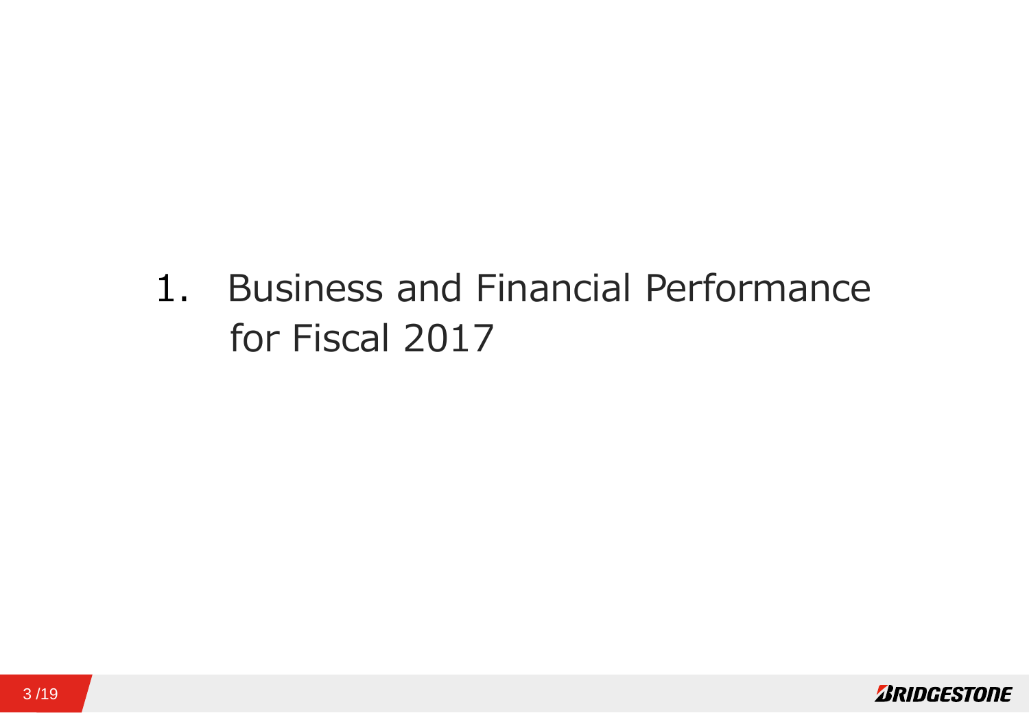# 1. Business and Financial Performance for Fiscal 2017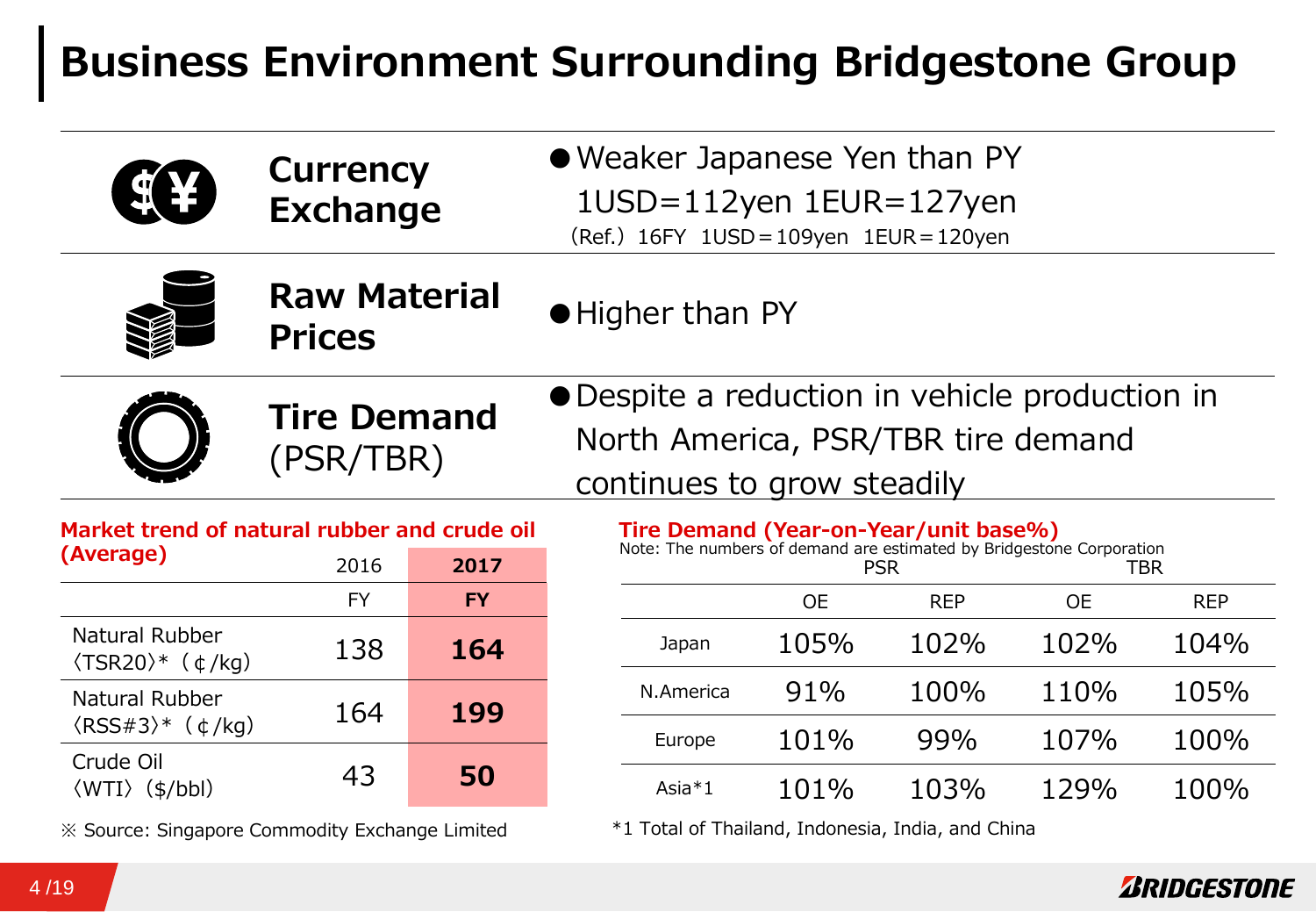# Business Environment Surrounding Bridgestone Group

| | |
|---|---|
| **Currency Exchange** | ● Weaker Japanese Yen than PY<br>1USD=112yen 1EUR=127yen<br>（Ref.）16FY 1USD＝109yen 1EUR＝120yen |
| **Raw Material Prices** | ● Higher than PY |
| **Tire Demand** (PSR/TBR) | ● Despite a reduction in vehicle production in North America, PSR/TBR tire demand continues to grow steadily |

**Market trend of natural rubber and crude oil (Average)**

| | 2016 FY | **2017 FY** |
|---|---|---|
| Natural Rubber 〈TSR20〉* （¢/kg） | 138 | **164** |
| Natural Rubber 〈RSS#3〉* （¢/kg） | 164 | **199** |
| Crude Oil 〈WTI〉（$/bbl） | 43 | **50** |

※ Source: Singapore Commodity Exchange Limited

**Tire Demand (Year-on-Year/unit base%)**

Note: The numbers of demand are estimated by Bridgestone Corporation

| | PSR | | TBR | |
|---|---|---|---|---|
| | OE | REP | OE | REP |
| Japan | 105% | 102% | 102% | 104% |
| N.America | 91% | 100% | 110% | 105% |
| Europe | 101% | 99% | 107% | 100% |
| Asia*1 | 101% | 103% | 129% | 100% |

*1 Total of Thailand, Indonesia, India, and China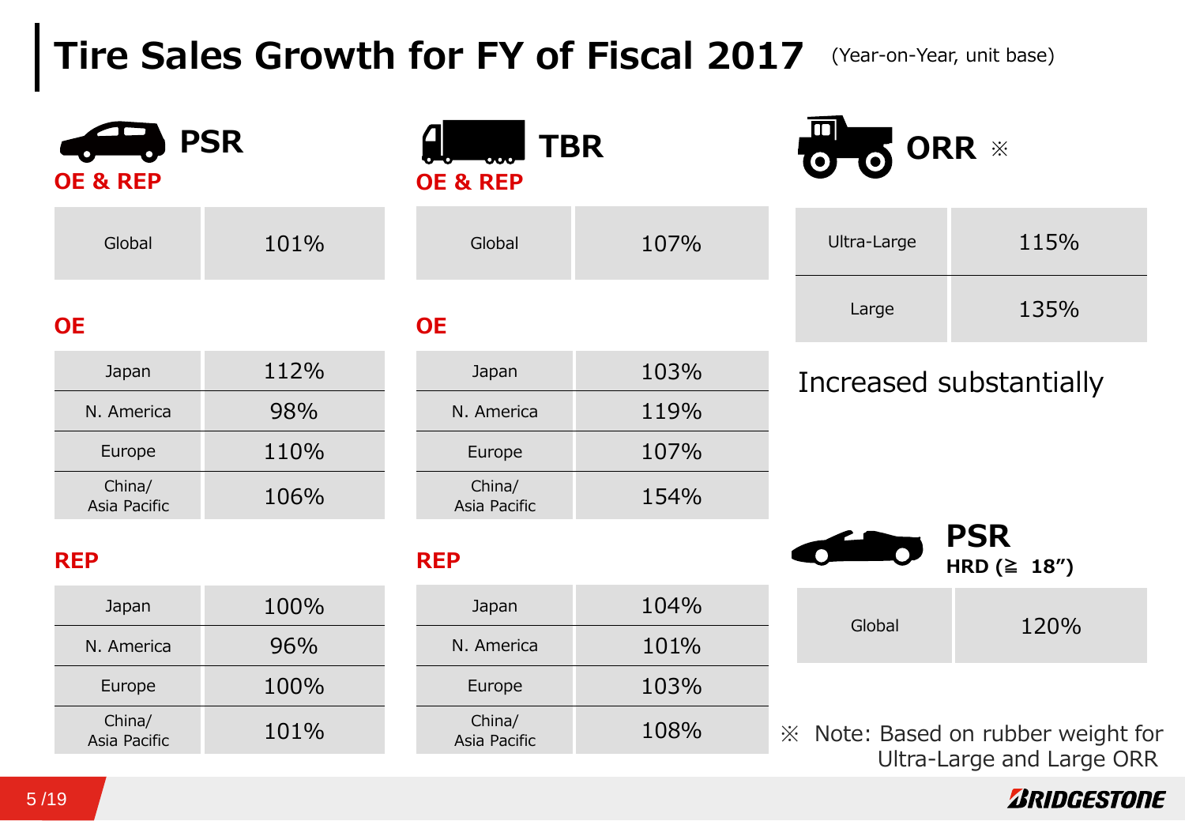# Tire Sales Growth for FY of Fiscal 2017

(Year-on-Year, unit base)

## PSR

**OE & REP**

| Global | 101% |
|---|---|

**OE**

| | |
|---|---|
| Japan | 112% |
| N. America | 98% |
| Europe | 110% |
| China/ Asia Pacific | 106% |

**REP**

| | |
|---|---|
| Japan | 100% |
| N. America | 96% |
| Europe | 100% |
| China/ Asia Pacific | 101% |

## TBR

**OE & REP**

| Global | 107% |
|---|---|

**OE**

| | |
|---|---|
| Japan | 103% |
| N. America | 119% |
| Europe | 107% |
| China/ Asia Pacific | 154% |

**REP**

| | |
|---|---|
| Japan | 104% |
| N. America | 101% |
| Europe | 103% |
| China/ Asia Pacific | 108% |

## ORR ※

| | |
|---|---|
| Ultra-Large | 115% |
| Large | 135% |

Increased substantially

## PSR

**HRD (≧ 18”)**

| Global | 120% |
|---|---|

※ Note: Based on rubber weight for Ultra-Large and Large ORR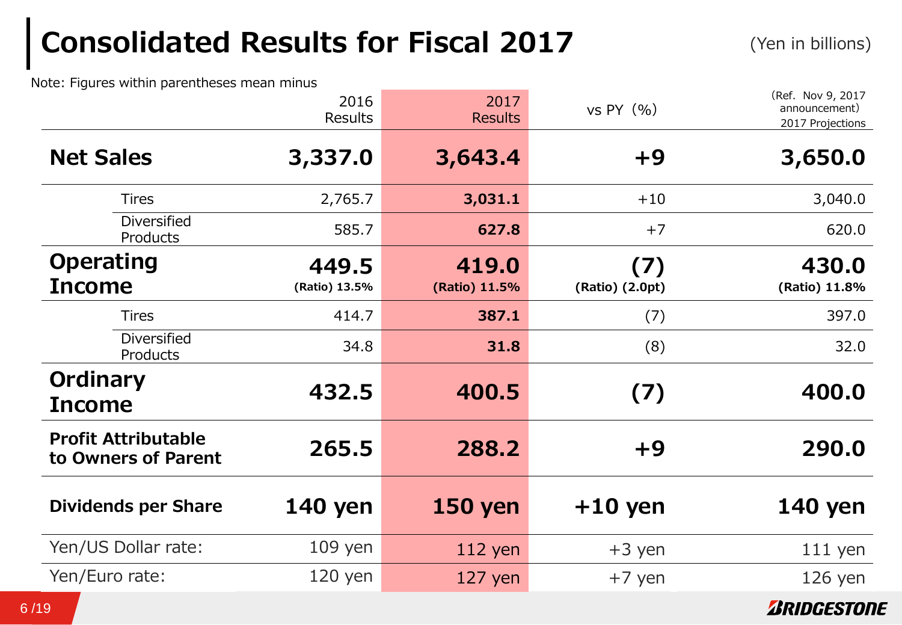# Consolidated Results for Fiscal 2017

(Yen in billions)

Note: Figures within parentheses mean minus

| | | 2016 Results | 2017 Results | vs PY (%) | (Ref. Nov 9, 2017 announcement) 2017 Projections |
|---|---|---|---|---|---|
| **Net Sales** | | **3,337.0** | **3,643.4** | **+9** | **3,650.0** |
| | Tires | 2,765.7 | **3,031.1** | +10 | 3,040.0 |
| | Diversified Products | 585.7 | **627.8** | +7 | 620.0 |
| **Operating Income** | | **449.5** (Ratio) 13.5% | **419.0** (Ratio) 11.5% | **(7)** (Ratio) (2.0pt) | **430.0** (Ratio) 11.8% |
| | Tires | 414.7 | **387.1** | (7) | 397.0 |
| | Diversified Products | 34.8 | **31.8** | (8) | 32.0 |
| **Ordinary Income** | | **432.5** | **400.5** | **(7)** | **400.0** |
| **Profit Attributable to Owners of Parent** | | **265.5** | **288.2** | **+9** | **290.0** |
| **Dividends per Share** | | **140 yen** | **150 yen** | **+10 yen** | **140 yen** |
| Yen/US Dollar rate: | | 109 yen | 112 yen | +3 yen | 111 yen |
| Yen/Euro rate: | | 120 yen | 127 yen | +7 yen | 126 yen |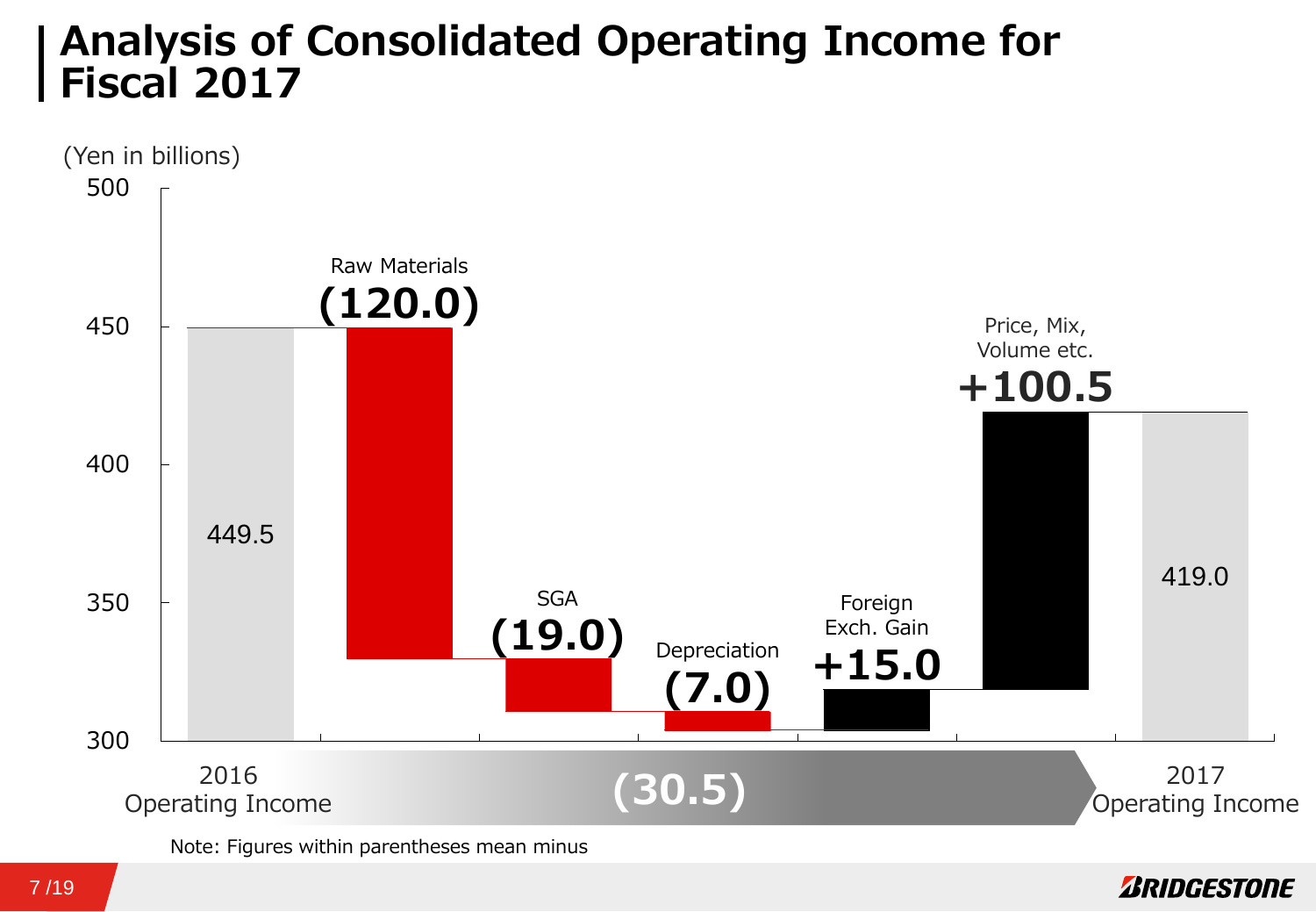# Analysis of Consolidated Operating Income for Fiscal 2017

(Yen in billions)

| Item | Amount |
|---|---|
| 2016 Operating Income | 449.5 |
| Raw Materials | (120.0) |
| SGA | (19.0) |
| Depreciation | (7.0) |
| Foreign Exch. Gain | +15.0 |
| Price, Mix, Volume etc. | +100.5 |
| 2017 Operating Income | 419.0 |

Change: (30.5)

Note: Figures within parentheses mean minus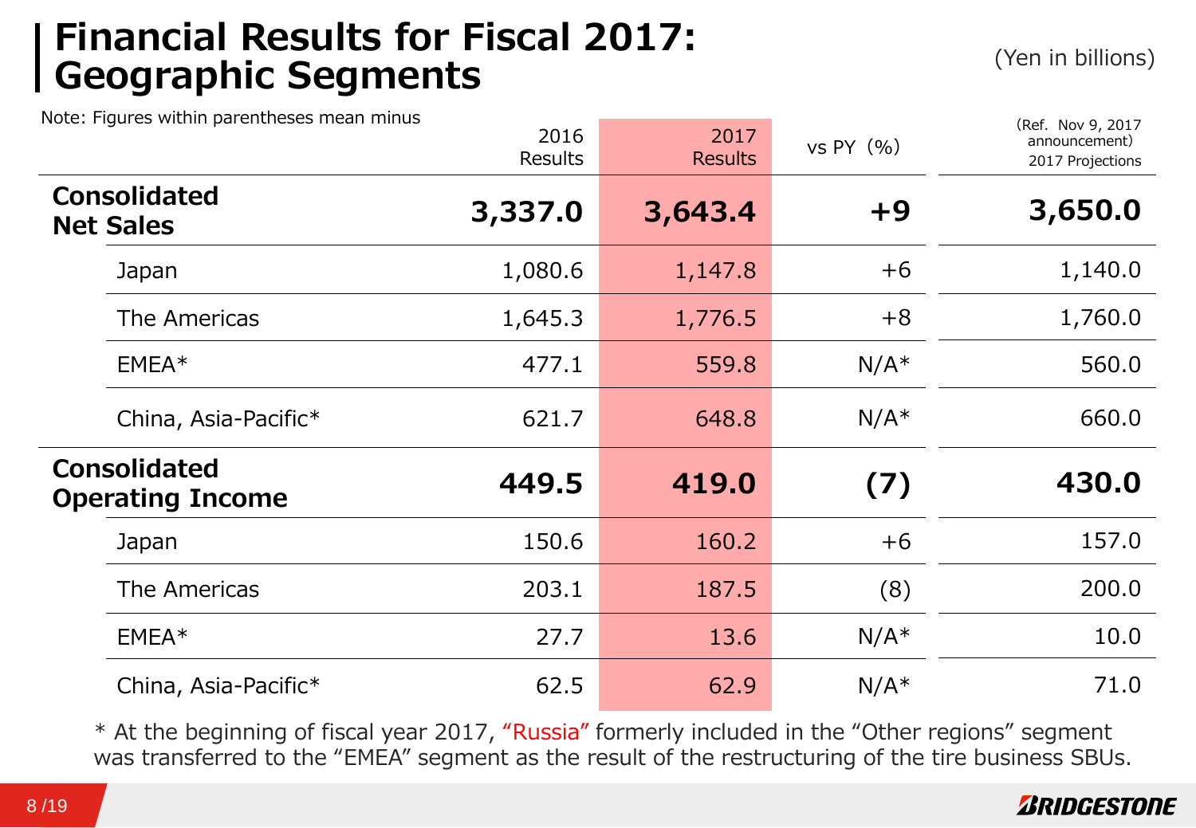# Financial Results for Fiscal 2017: Geographic Segments

(Yen in billions)

Note: Figures within parentheses mean minus

| | 2016 Results | 2017 Results | vs PY (%) | (Ref. Nov 9, 2017 announcement) 2017 Projections |
|---|---|---|---|---|
| **Consolidated Net Sales** | **3,337.0** | **3,643.4** | **+9** | **3,650.0** |
| Japan | 1,080.6 | 1,147.8 | +6 | 1,140.0 |
| The Americas | 1,645.3 | 1,776.5 | +8 | 1,760.0 |
| EMEA* | 477.1 | 559.8 | N/A* | 560.0 |
| China, Asia-Pacific* | 621.7 | 648.8 | N/A* | 660.0 |
| **Consolidated Operating Income** | **449.5** | **419.0** | **(7)** | **430.0** |
| Japan | 150.6 | 160.2 | +6 | 157.0 |
| The Americas | 203.1 | 187.5 | (8) | 200.0 |
| EMEA* | 27.7 | 13.6 | N/A* | 10.0 |
| China, Asia-Pacific* | 62.5 | 62.9 | N/A* | 71.0 |

* At the beginning of fiscal year 2017, "Russia" formerly included in the "Other regions" segment was transferred to the "EMEA" segment as the result of the restructuring of the tire business SBUs.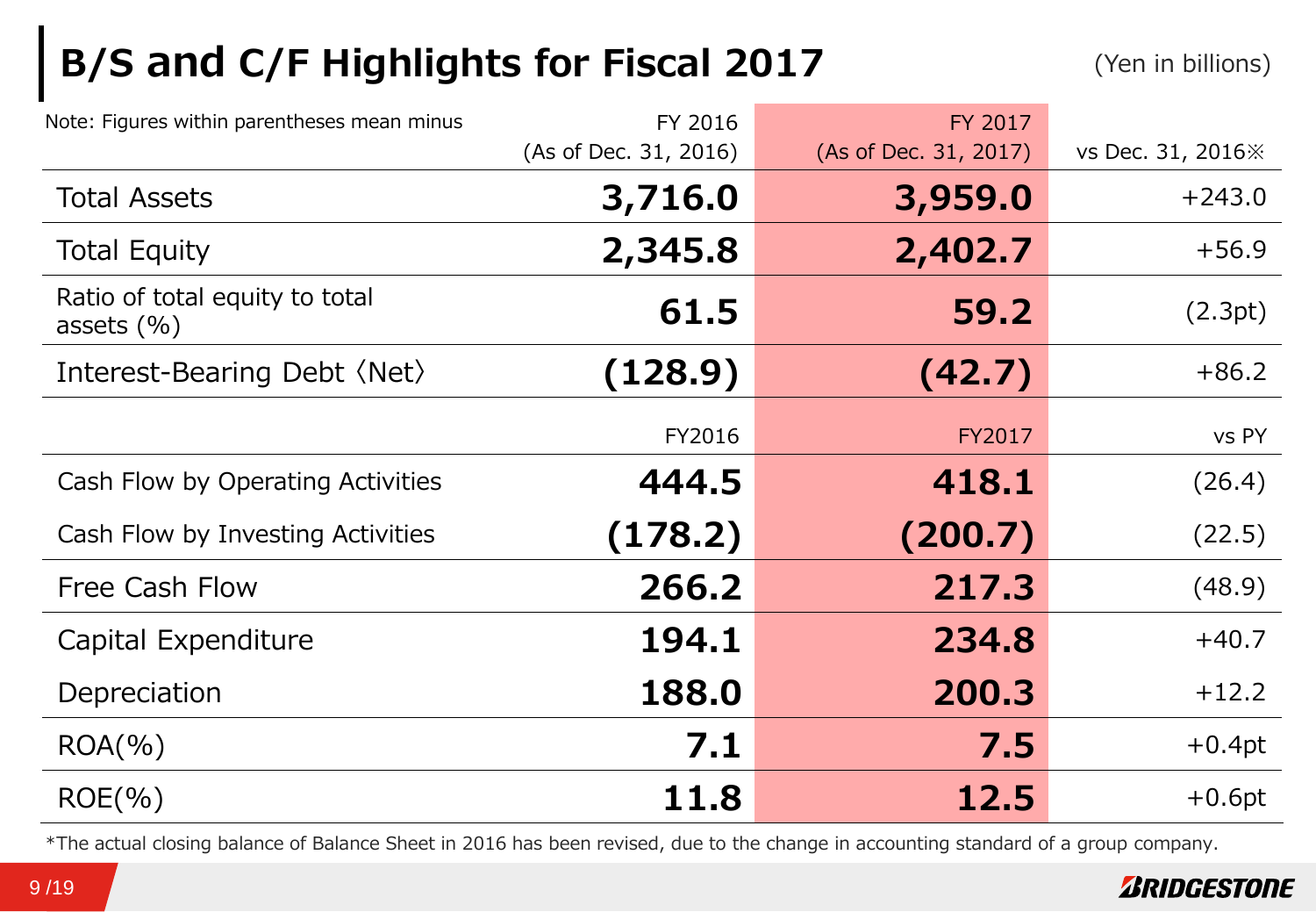# B/S and C/F Highlights for Fiscal 2017

(Yen in billions)

| Note: Figures within parentheses mean minus | FY 2016 (As of Dec. 31, 2016) | FY 2017 (As of Dec. 31, 2017) | vs Dec. 31, 2016※ |
|---|---|---|---|
| Total Assets | **3,716.0** | **3,959.0** | +243.0 |
| Total Equity | **2,345.8** | **2,402.7** | +56.9 |
| Ratio of total equity to total assets (%) | **61.5** | **59.2** | (2.3pt) |
| Interest-Bearing Debt 〈Net〉 | **(128.9)** | **(42.7)** | +86.2 |
| | FY2016 | FY2017 | vs PY |
| Cash Flow by Operating Activities | **444.5** | **418.1** | (26.4) |
| Cash Flow by Investing Activities | **(178.2)** | **(200.7)** | (22.5) |
| Free Cash Flow | **266.2** | **217.3** | (48.9) |
| Capital Expenditure | **194.1** | **234.8** | +40.7 |
| Depreciation | **188.0** | **200.3** | +12.2 |
| ROA(%) | **7.1** | **7.5** | +0.4pt |
| ROE(%) | **11.8** | **12.5** | +0.6pt |

*The actual closing balance of Balance Sheet in 2016 has been revised, due to the change in accounting standard of a group company.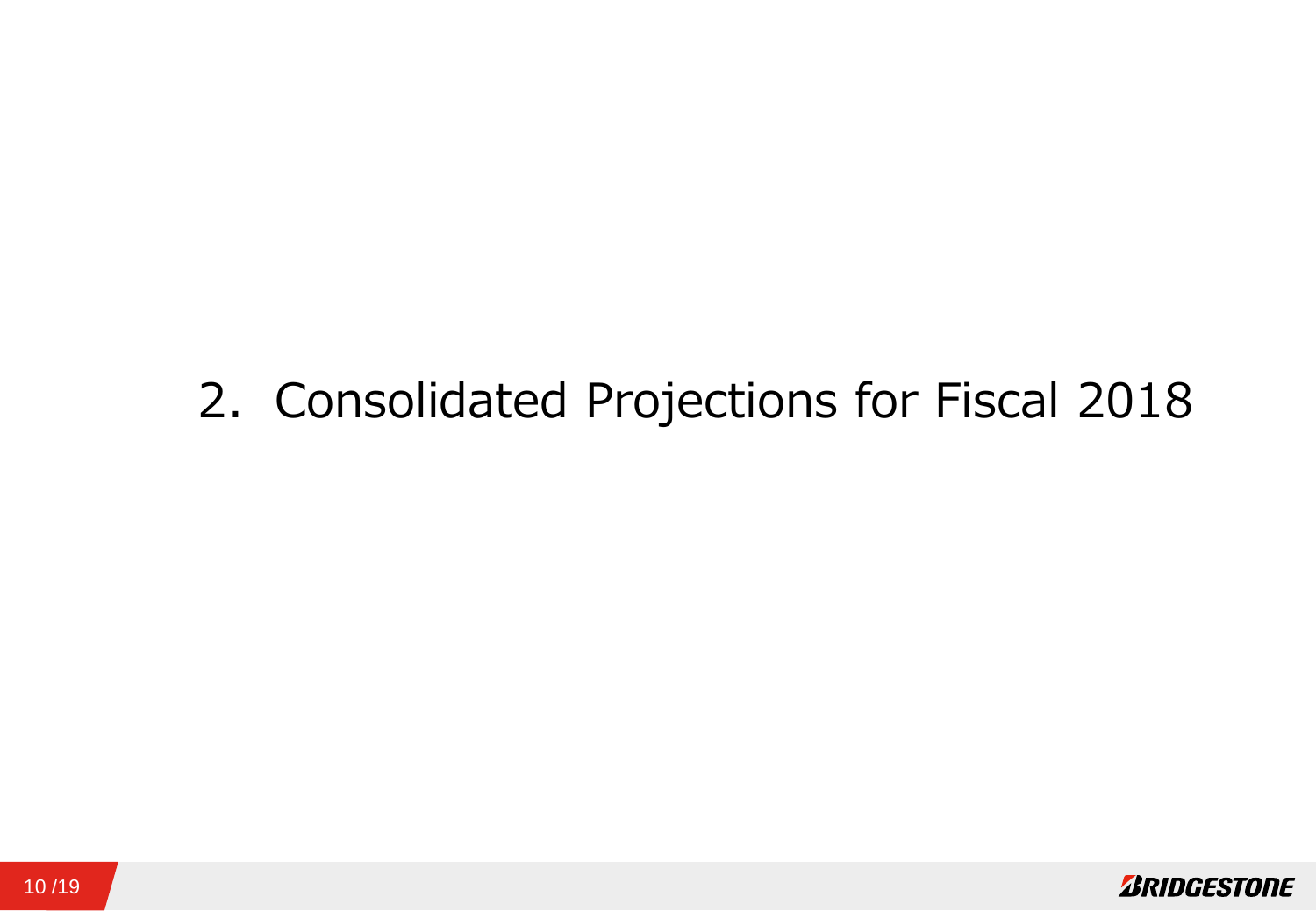# 2. Consolidated Projections for Fiscal 2018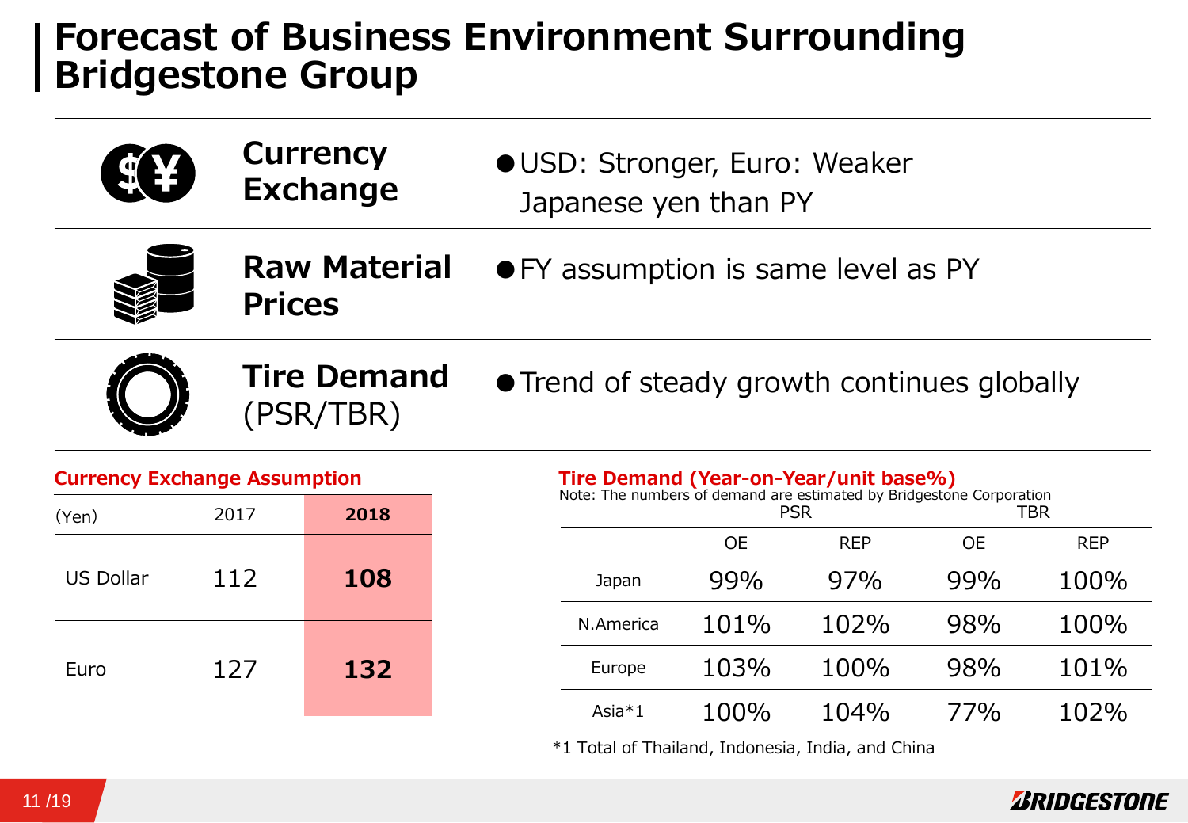# Forecast of Business Environment Surrounding Bridgestone Group

**Currency Exchange**

- USD: Stronger, Euro: Weaker Japanese yen than PY

**Raw Material Prices**

- FY assumption is same level as PY

**Tire Demand** (PSR/TBR)

- Trend of steady growth continues globally

**Currency Exchange Assumption**

| (Yen) | 2017 | **2018** |
|---|---|---|
| US Dollar | 112 | **108** |
| Euro | 127 | **132** |

**Tire Demand (Year-on-Year/unit base%)**

Note: The numbers of demand are estimated by Bridgestone Corporation

| | PSR | | TBR | |
|---|---|---|---|---|
| | OE | REP | OE | REP |
| Japan | 99% | 97% | 99% | 100% |
| N.America | 101% | 102% | 98% | 100% |
| Europe | 103% | 100% | 98% | 101% |
| Asia*1 | 100% | 104% | 77% | 102% |

*1 Total of Thailand, Indonesia, India, and China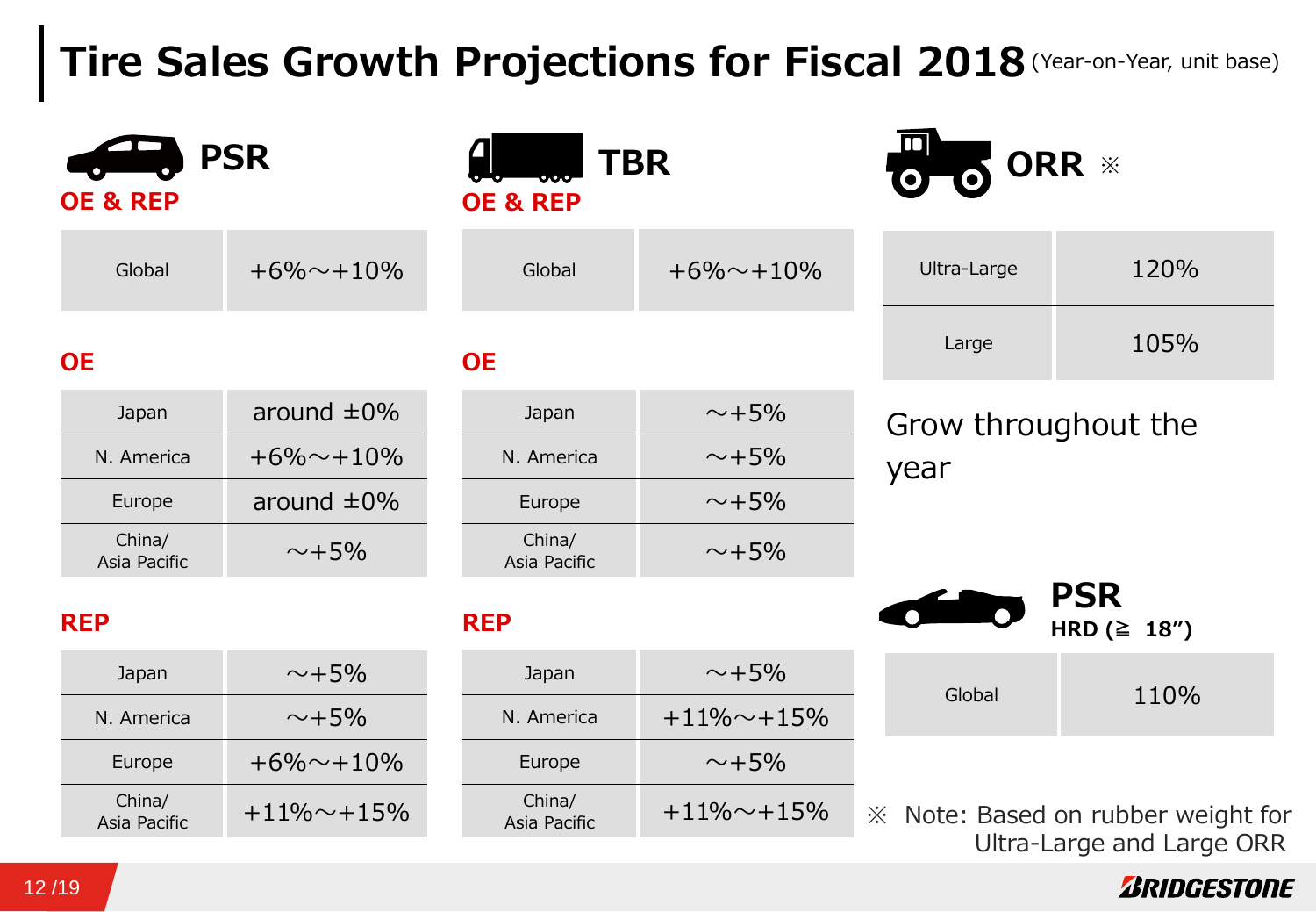# Tire Sales Growth Projections for Fiscal 2018 (Year-on-Year, unit base)

## PSR

### OE & REP

| Global | +6%～+10% |
|---|---|

### OE

| Japan | around ±0% |
|---|---|
| N. America | +6%～+10% |
| Europe | around ±0% |
| China/ Asia Pacific | ～+5% |

### REP

| Japan | ～+5% |
|---|---|
| N. America | ～+5% |
| Europe | +6%～+10% |
| China/ Asia Pacific | +11%～+15% |

## TBR

### OE & REP

| Global | +6%～+10% |
|---|---|

### OE

| Japan | ～+5% |
|---|---|
| N. America | ～+5% |
| Europe | ～+5% |
| China/ Asia Pacific | ～+5% |

### REP

| Japan | ～+5% |
|---|---|
| N. America | +11%～+15% |
| Europe | ～+5% |
| China/ Asia Pacific | +11%～+15% |

## ORR ※

| Ultra-Large | 120% |
|---|---|
| Large | 105% |

Grow throughout the year

## PSR

**HRD (≧ 18")**

| Global | 110% |
|---|---|

※ Note: Based on rubber weight for Ultra-Large and Large ORR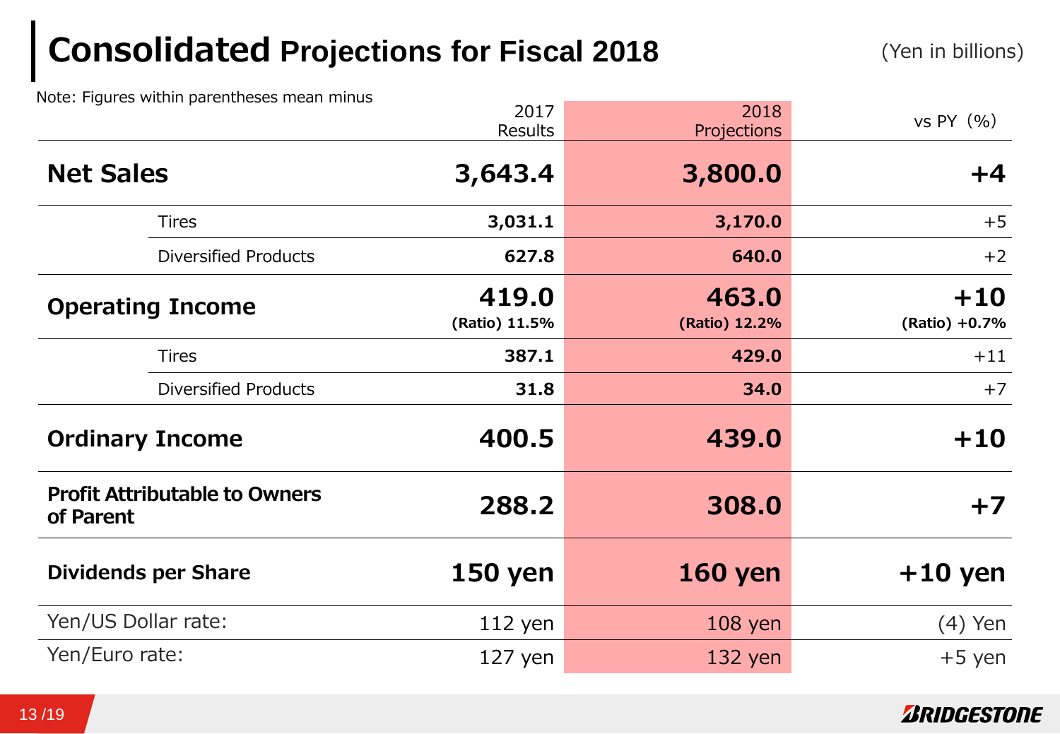# Consolidated Projections for Fiscal 2018

(Yen in billions)

Note: Figures within parentheses mean minus

| | | 2017 Results | 2018 Projections | vs PY（%） |
|---|---|---|---|---|
| **Net Sales** | | **3,643.4** | **3,800.0** | **+4** |
| | Tires | **3,031.1** | **3,170.0** | +5 |
| | Diversified Products | **627.8** | **640.0** | +2 |
| **Operating Income** | | **419.0** (Ratio) 11.5% | **463.0** (Ratio) 12.2% | **+10** (Ratio) +0.7% |
| | Tires | **387.1** | **429.0** | +11 |
| | Diversified Products | **31.8** | **34.0** | +7 |
| **Ordinary Income** | | **400.5** | **439.0** | **+10** |
| **Profit Attributable to Owners of Parent** | | **288.2** | **308.0** | **+7** |
| **Dividends per Share** | | **150 yen** | **160 yen** | **+10 yen** |
| Yen/US Dollar rate: | | 112 yen | 108 yen | (4) Yen |
| Yen/Euro rate: | | 127 yen | 132 yen | +5 yen |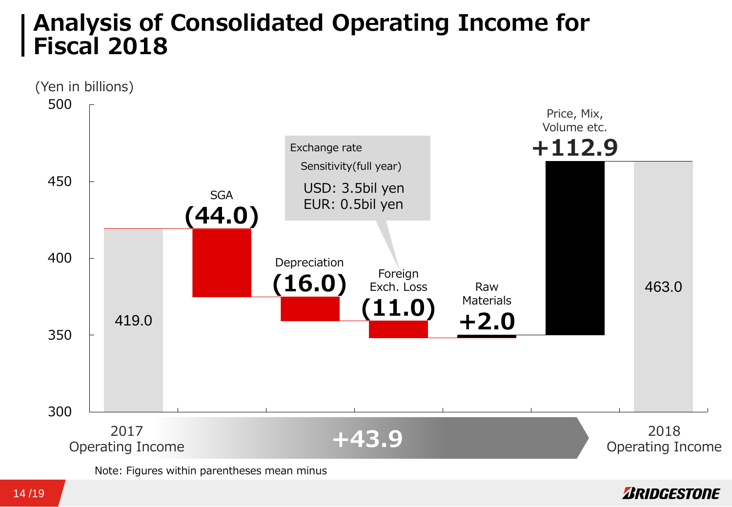# Analysis of Consolidated Operating Income for Fiscal 2018

(Yen in billions)

| Item | Amount |
| --- | --- |
| 2017 Operating Income | 419.0 |
| SGA | (44.0) |
| Depreciation | (16.0) |
| Foreign Exch. Loss | (11.0) |
| Raw Materials | +2.0 |
| Price, Mix, Volume etc. | +112.9 |
| 2018 Operating Income | 463.0 |

Change: +43.9

Exchange rate Sensitivity(full year)
USD: 3.5bil yen
EUR: 0.5bil yen

Note: Figures within parentheses mean minus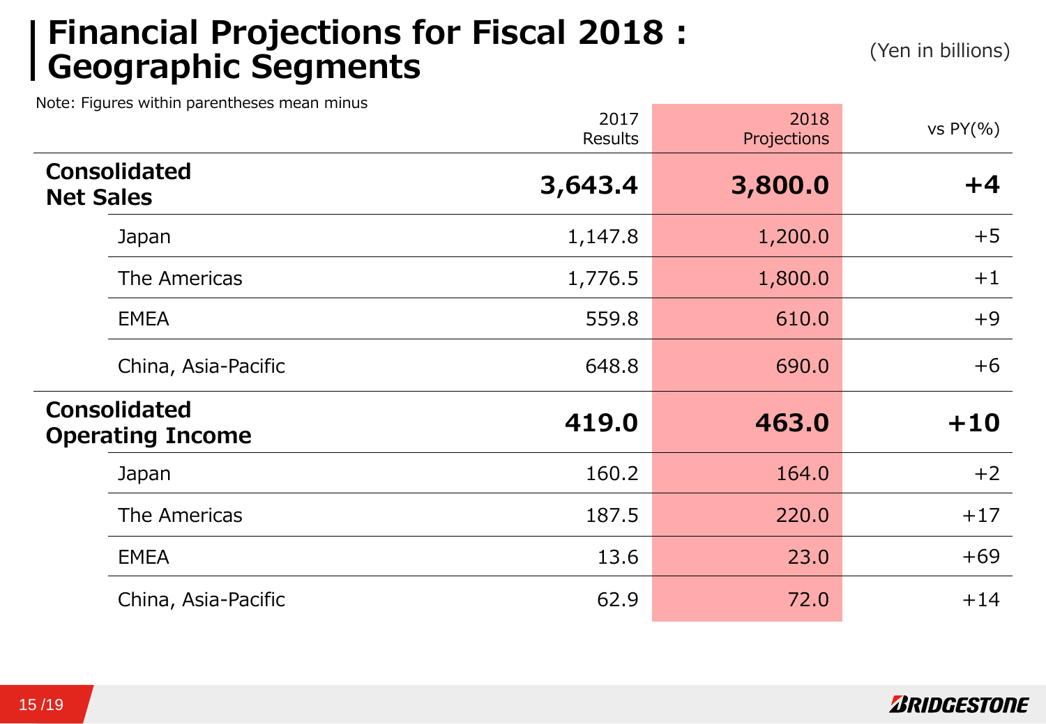# Financial Projections for Fiscal 2018 : Geographic Segments

(Yen in billions)

Note: Figures within parentheses mean minus

| | 2017 Results | 2018 Projections | vs PY(%) |
|---|---|---|---|
| **Consolidated Net Sales** | **3,643.4** | **3,800.0** | **+4** |
| Japan | 1,147.8 | 1,200.0 | +5 |
| The Americas | 1,776.5 | 1,800.0 | +1 |
| EMEA | 559.8 | 610.0 | +9 |
| China, Asia-Pacific | 648.8 | 690.0 | +6 |
| **Consolidated Operating Income** | **419.0** | **463.0** | **+10** |
| Japan | 160.2 | 164.0 | +2 |
| The Americas | 187.5 | 220.0 | +17 |
| EMEA | 13.6 | 23.0 | +69 |
| China, Asia-Pacific | 62.9 | 72.0 | +14 |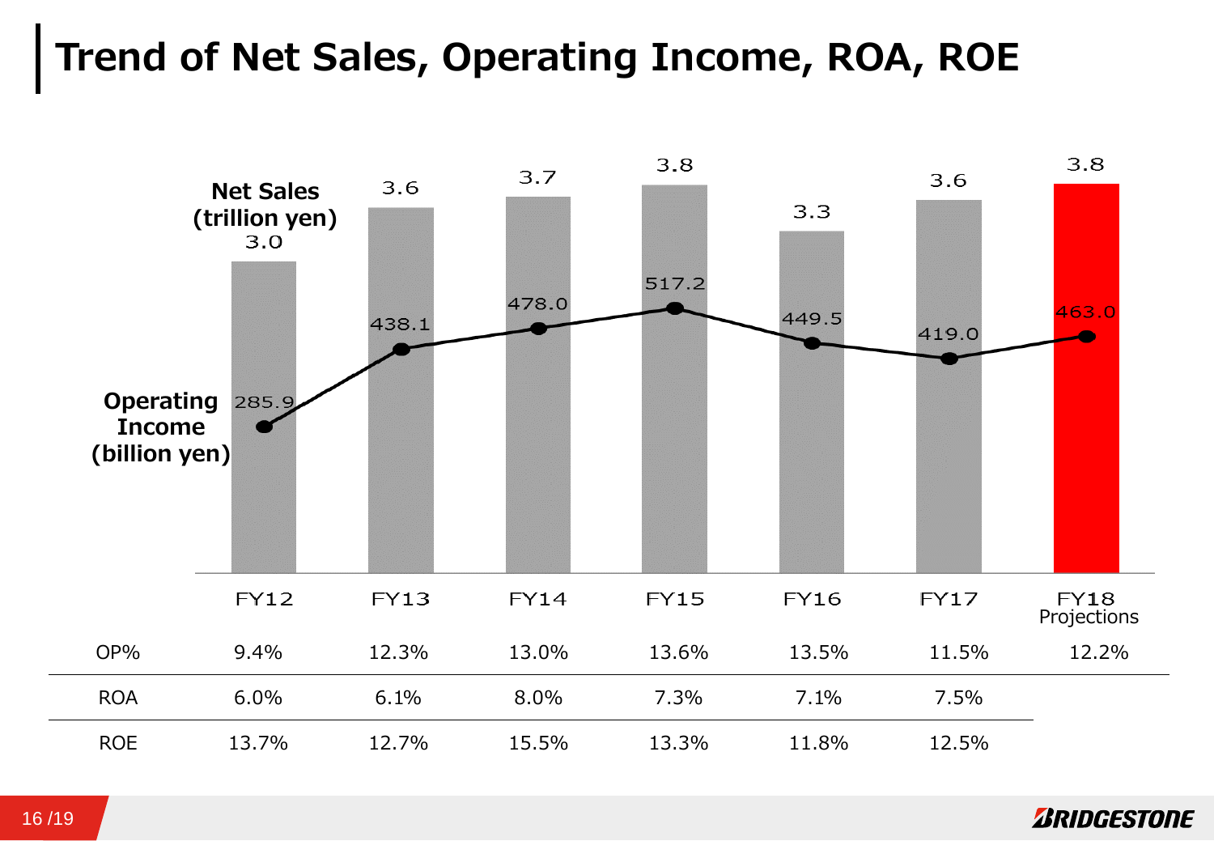# Trend of Net Sales, Operating Income, ROA, ROE

| | FY12 | FY13 | FY14 | FY15 | FY16 | FY17 | FY18 Projections |
|---|---|---|---|---|---|---|---|
| Net Sales (trillion yen) | 3.0 | 3.6 | 3.7 | 3.8 | 3.3 | 3.6 | 3.8 |
| Operating Income (billion yen) | 285.9 | 438.1 | 478.0 | 517.2 | 449.5 | 419.0 | 463.0 |
| OP% | 9.4% | 12.3% | 13.0% | 13.6% | 13.5% | 11.5% | 12.2% |
| ROA | 6.0% | 6.1% | 8.0% | 7.3% | 7.1% | 7.5% | |
| ROE | 13.7% | 12.7% | 15.5% | 13.3% | 11.8% | 12.5% | |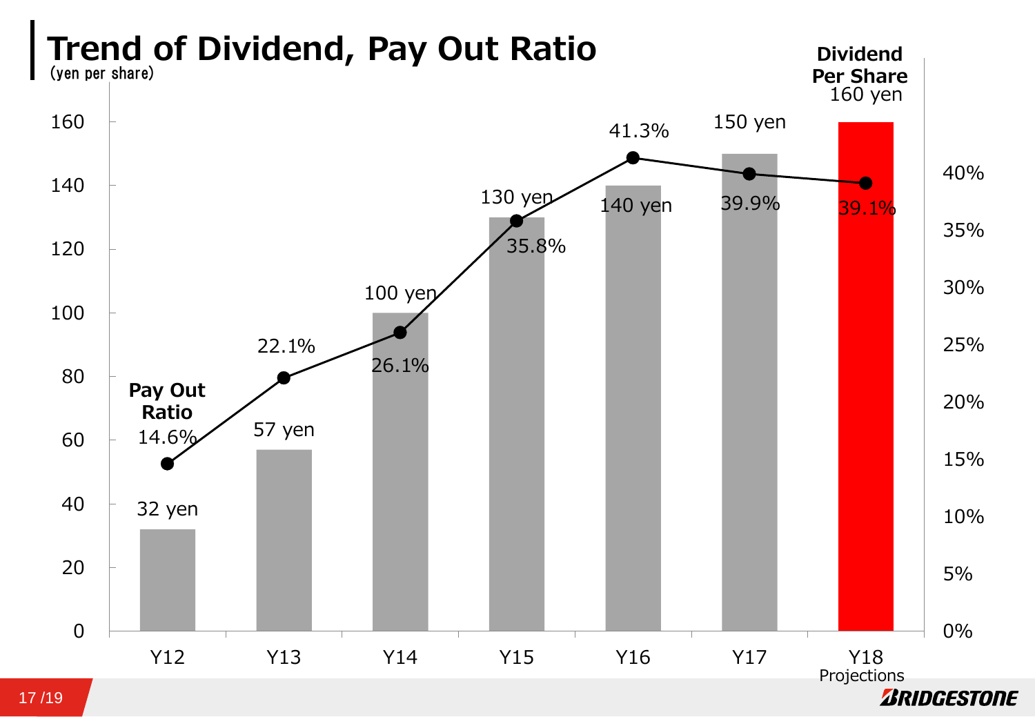# Trend of Dividend, Pay Out Ratio

(yen per share)

| | Y12 | Y13 | Y14 | Y15 | Y16 | Y17 | Y18 Projections |
|---|---|---|---|---|---|---|---|
| Dividend Per Share | 32 yen | 57 yen | 100 yen | 130 yen | 140 yen | 150 yen | 160 yen |
| Pay Out Ratio | 14.6% | 22.1% | 26.1% | 35.8% | 41.3% | 39.9% | 39.1% |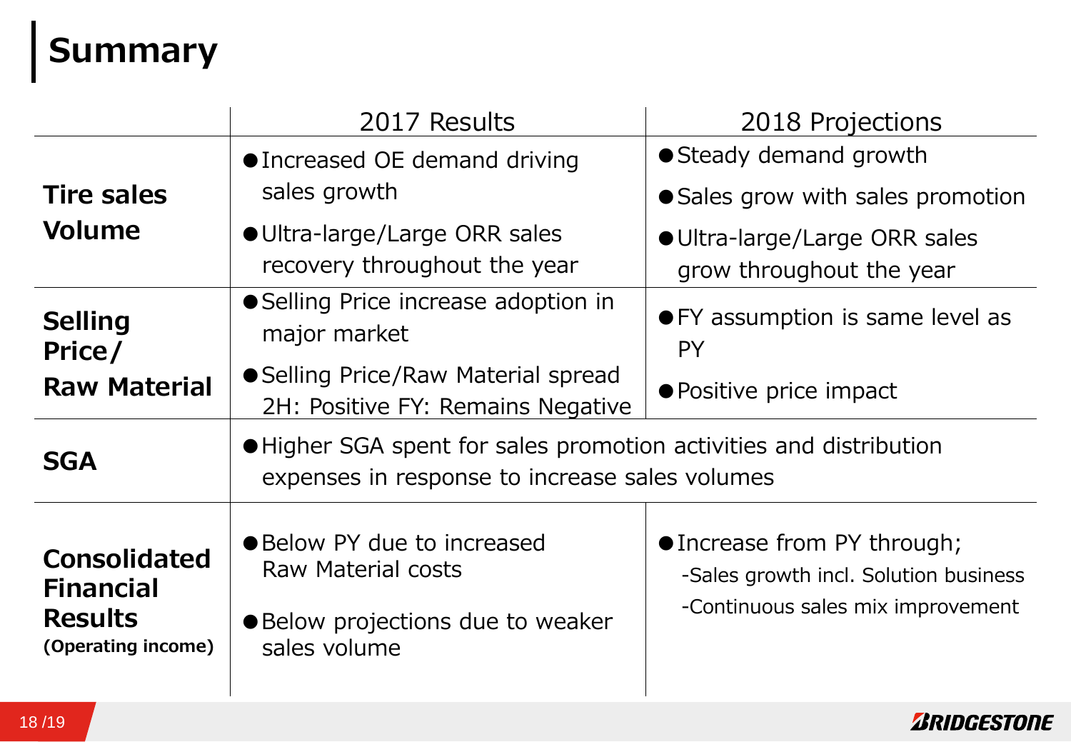# Summary

| | 2017 Results | 2018 Projections |
|---|---|---|
| **Tire sales Volume** | ● Increased OE demand driving sales growth<br>● Ultra-large/Large ORR sales recovery throughout the year | ● Steady demand growth<br>● Sales grow with sales promotion<br>● Ultra-large/Large ORR sales grow throughout the year |
| **Selling Price/ Raw Material** | ● Selling Price increase adoption in major market<br>● Selling Price/Raw Material spread 2H: Positive FY: Remains Negative | ● FY assumption is same level as PY<br>● Positive price impact |
| **SGA** | ● Higher SGA spent for sales promotion activities and distribution expenses in response to increase sales volumes | |
| **Consolidated Financial Results (Operating income)** | ● Below PY due to increased Raw Material costs<br>● Below projections due to weaker sales volume | ● Increase from PY through;<br>-Sales growth incl. Solution business<br>-Continuous sales mix improvement |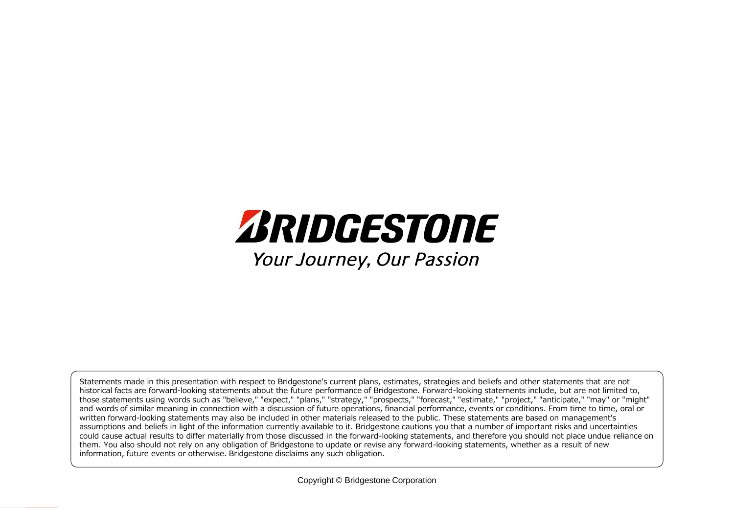BRIDGESTONE

*Your Journey, Our Passion*

Statements made in this presentation with respect to Bridgestone's current plans, estimates, strategies and beliefs and other statements that are not historical facts are forward-looking statements about the future performance of Bridgestone. Forward-looking statements include, but are not limited to, those statements using words such as "believe," "expect," "plans," "strategy," "prospects," "forecast," "estimate," "project," "anticipate," "may" or "might" and words of similar meaning in connection with a discussion of future operations, financial performance, events or conditions. From time to time, oral or written forward-looking statements may also be included in other materials released to the public. These statements are based on management's assumptions and beliefs in light of the information currently available to it. Bridgestone cautions you that a number of important risks and uncertainties could cause actual results to differ materially from those discussed in the forward-looking statements, and therefore you should not place undue reliance on them. You also should not rely on any obligation of Bridgestone to update or revise any forward-looking statements, whether as a result of new information, future events or otherwise. Bridgestone disclaims any such obligation.

Copyright © Bridgestone Corporation